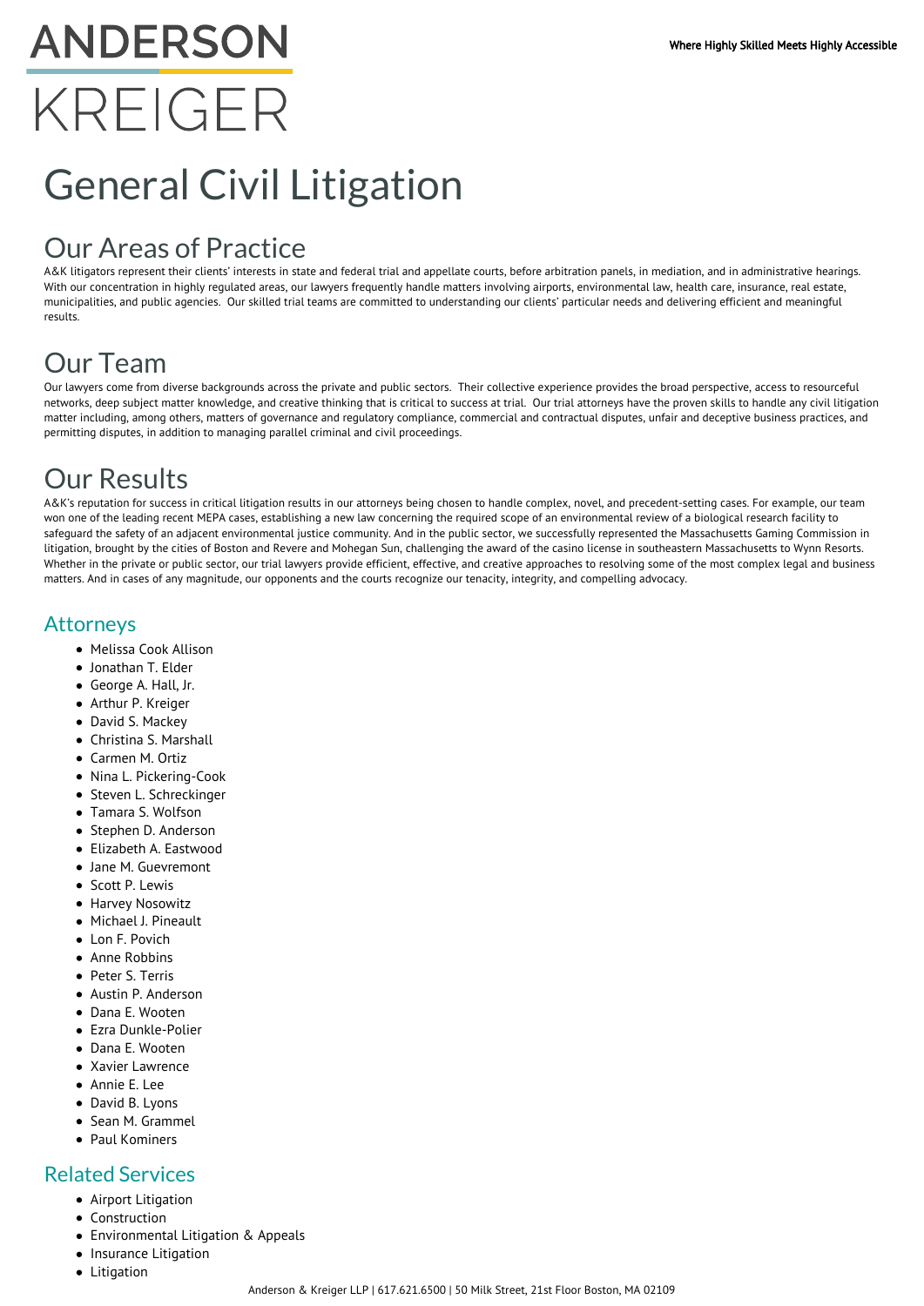# General Civil Litigation

## Our Areas of Practice

A&K litigators represent their clients' interests in state and federal trial and appellate courts, before arbitration panels, in mediation, and in administrative hearings. With our concentration in highly regulated areas, our lawyers frequently handle matters involving airports, environmental law, health care, insurance, real estate, municipalities, and public agencies. Our skilled trial teams are committed to understanding our clients' particular needs and delivering efficient and meaningful results.

## Our Team

Our lawyers come from diverse backgrounds across the private and public sectors. Their collective experience provides the broad perspective, access to resourceful networks, deep subject matter knowledge, and creative thinking that is critical to success at trial. Our trial attorneys have the proven skills to handle any civil litigation matter including, among others, matters of governance and regulatory compliance, commercial and contractual disputes, unfair and deceptive business practices, and permitting disputes, in addition to managing parallel criminal and civil proceedings.

## Our Results

A&K's reputation for success in critical litigation results in our attorneys being chosen to handle complex, novel, and precedent-setting cases. For example, our team won one of the leading recent MEPA cases, establishing a new law concerning the required scope of an environmental review of a biological research facility to safeguard the safety of an adjacent environmental justice community. And in the public sector, we successfully represented the Massachusetts Gaming Commission in litigation, brought by the cities of Boston and Revere and Mohegan Sun, challenging the award of the casino license in southeastern Massachusetts to Wynn Resorts. Whether in the private or public sector, our trial lawyers provide efficient, effective, and creative approaches to resolving some of the most complex legal and business matters. And in cases of any magnitude, our opponents and the courts recognize our tenacity, integrity, and compelling advocacy.

### Attorneys

- Melissa Cook Allison
- Jonathan T. Elder
- George A. Hall, Jr.
- Arthur P. Kreiger
- David S. Mackey
- Christina S. Marshall
- Carmen M. Ortiz
- Nina L. Pickering-Cook
- Steven L. Schreckinger
- Tamara S. Wolfson
- Stephen D. Anderson
- Elizabeth A. Eastwood
- Jane M. Guevremont
- Scott P. Lewis
- Harvey Nosowitz
- Michael J. Pineault
- Lon F. Povich
- Anne Robbins
- Peter S. Terris
- Austin P. Anderson
- Dana E. Wooten
- Ezra Dunkle-Polier
- Dana E. Wooten
- Xavier Lawrence
- Annie E. Lee
- David B. Lyons
- Sean M. Grammel
- Paul Kominers

### Related Services

- Airport Litigation
- Construction
- Environmental Litigation & Appeals
- Insurance Litigation
- Litigation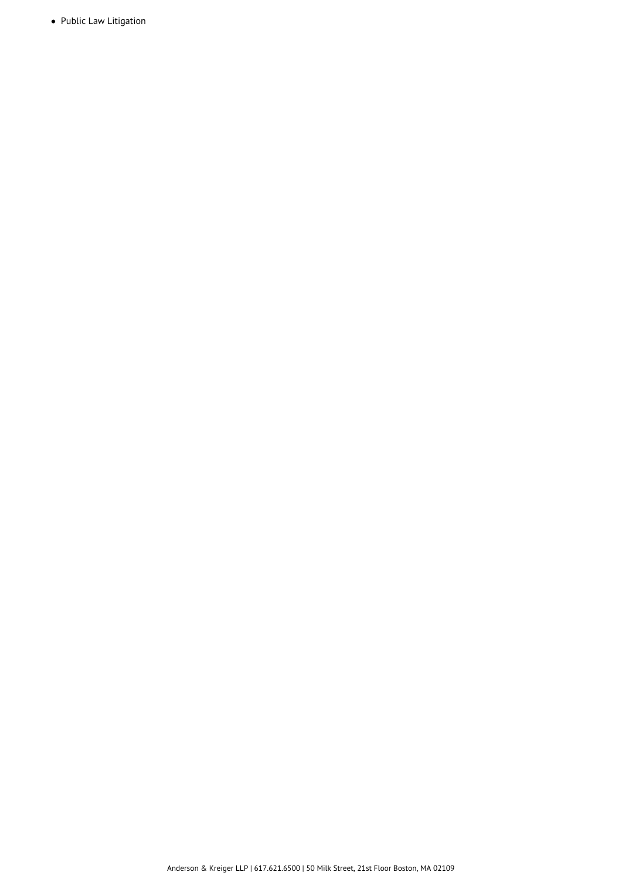- Public Law Litigation